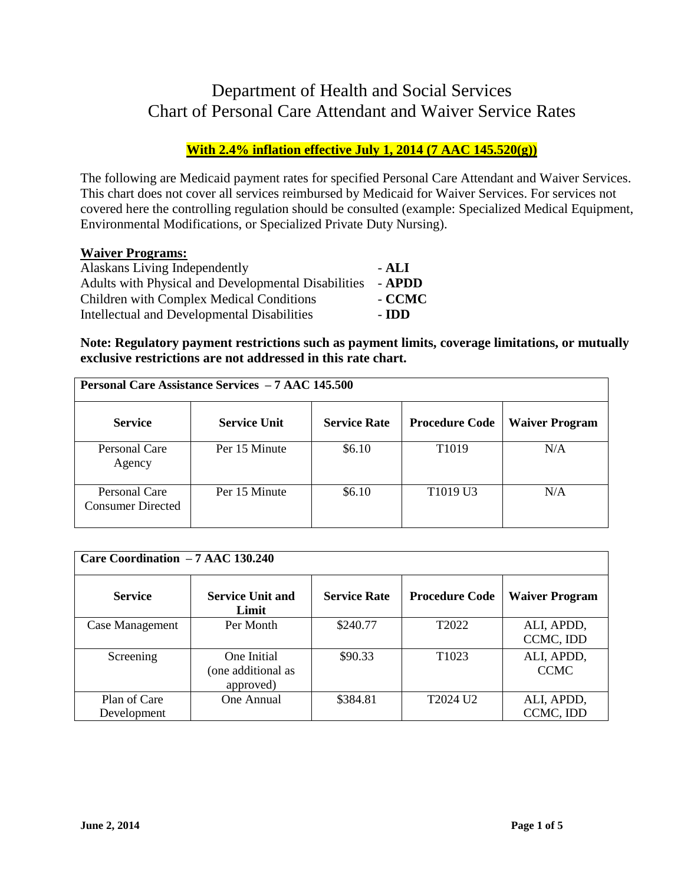# Department of Health and Social Services
# Chart of Personal Care Attendant and Waiver Service Rates

**With 2.4% inflation effective July 1, 2014 (7 AAC 145.520(g))**

The following are Medicaid payment rates for specified Personal Care Attendant and Waiver Services. This chart does not cover all services reimbursed by Medicaid for Waiver Services. For services not covered here the controlling regulation should be consulted (example: Specialized Medical Equipment, Environmental Modifications, or Specialized Private Duty Nursing).

**Waiver Programs:**

Alaskans Living Independently - **ALI**
Adults with Physical and Developmental Disabilities - **APDD**
Children with Complex Medical Conditions - **CCMC**
Intellectual and Developmental Disabilities - **IDD**

**Note: Regulatory payment restrictions such as payment limits, coverage limitations, or mutually exclusive restrictions are not addressed in this rate chart.**

| **Personal Care Assistance Services – 7 AAC 145.500** | | | | |
|---|---|---|---|---|
| **Service** | **Service Unit** | **Service Rate** | **Procedure Code** | **Waiver Program** |
| Personal Care Agency | Per 15 Minute | $6.10 | T1019 | N/A |
| Personal Care Consumer Directed | Per 15 Minute | $6.10 | T1019 U3 | N/A |

| **Care Coordination – 7 AAC 130.240** | | | | |
|---|---|---|---|---|
| **Service** | **Service Unit and Limit** | **Service Rate** | **Procedure Code** | **Waiver Program** |
| Case Management | Per Month | $240.77 | T2022 | ALI, APDD, CCMC, IDD |
| Screening | One Initial (one additional as approved) | $90.33 | T1023 | ALI, APDD, CCMC |
| Plan of Care Development | One Annual | $384.81 | T2024 U2 | ALI, APDD, CCMC, IDD |

**June 2, 2014**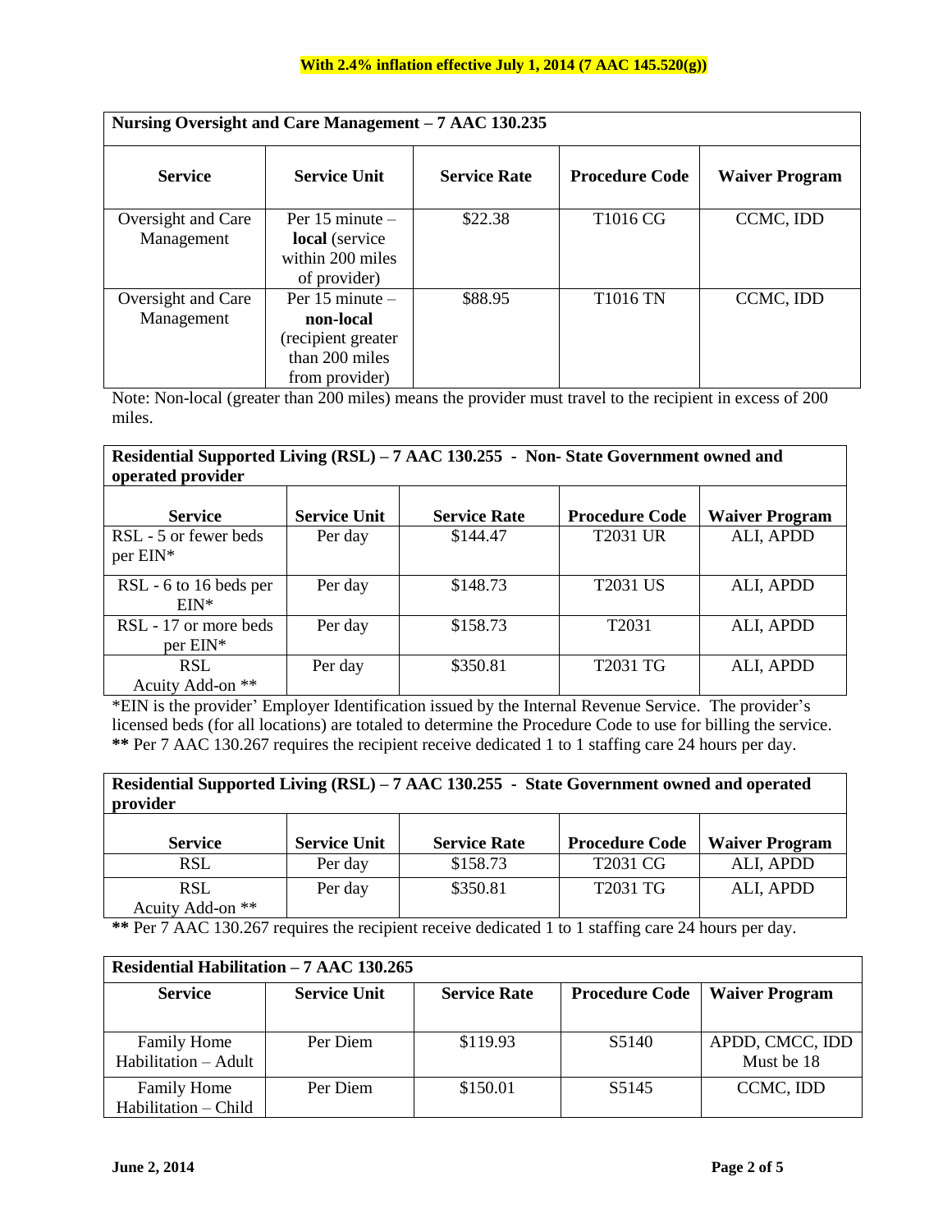**With 2.4% inflation effective July 1, 2014 (7 AAC 145.520(g))**

| Nursing Oversight and Care Management – 7 AAC 130.235 | | | | |
|---|---|---|---|---|
| **Service** | **Service Unit** | **Service Rate** | **Procedure Code** | **Waiver Program** |
| Oversight and Care Management | Per 15 minute – **local** (service within 200 miles of provider) | $22.38 | T1016 CG | CCMC, IDD |
| Oversight and Care Management | Per 15 minute – **non-local** (recipient greater than 200 miles from provider) | $88.95 | T1016 TN | CCMC, IDD |

Note: Non-local (greater than 200 miles) means the provider must travel to the recipient in excess of 200 miles.

| Residential Supported Living (RSL) – 7 AAC 130.255 - Non- State Government owned and operated provider | | | | |
|---|---|---|---|---|
| **Service** | **Service Unit** | **Service Rate** | **Procedure Code** | **Waiver Program** |
| RSL - 5 or fewer beds per EIN* | Per day | $144.47 | T2031 UR | ALI, APDD |
| RSL - 6 to 16 beds per EIN* | Per day | $148.73 | T2031 US | ALI, APDD |
| RSL - 17 or more beds per EIN* | Per day | $158.73 | T2031 | ALI, APDD |
| RSL Acuity Add-on ** | Per day | $350.81 | T2031 TG | ALI, APDD |

*EIN is the provider' Employer Identification issued by the Internal Revenue Service. The provider's licensed beds (for all locations) are totaled to determine the Procedure Code to use for billing the service.
**** Per 7 AAC 130.267 requires the recipient receive dedicated 1 to 1 staffing care 24 hours per day.

| Residential Supported Living (RSL) – 7 AAC 130.255 - State Government owned and operated provider | | | | |
|---|---|---|---|---|
| **Service** | **Service Unit** | **Service Rate** | **Procedure Code** | **Waiver Program** |
| RSL | Per day | $158.73 | T2031 CG | ALI, APDD |
| RSL Acuity Add-on ** | Per day | $350.81 | T2031 TG | ALI, APDD |

**** Per 7 AAC 130.267 requires the recipient receive dedicated 1 to 1 staffing care 24 hours per day.

| Residential Habilitation – 7 AAC 130.265 | | | | |
|---|---|---|---|---|
| **Service** | **Service Unit** | **Service Rate** | **Procedure Code** | **Waiver Program** |
| Family Home Habilitation – Adult | Per Diem | $119.93 | S5140 | APDD, CMCC, IDD Must be 18 |
| Family Home Habilitation – Child | Per Diem | $150.01 | S5145 | CCMC, IDD |

**June 2, 2014**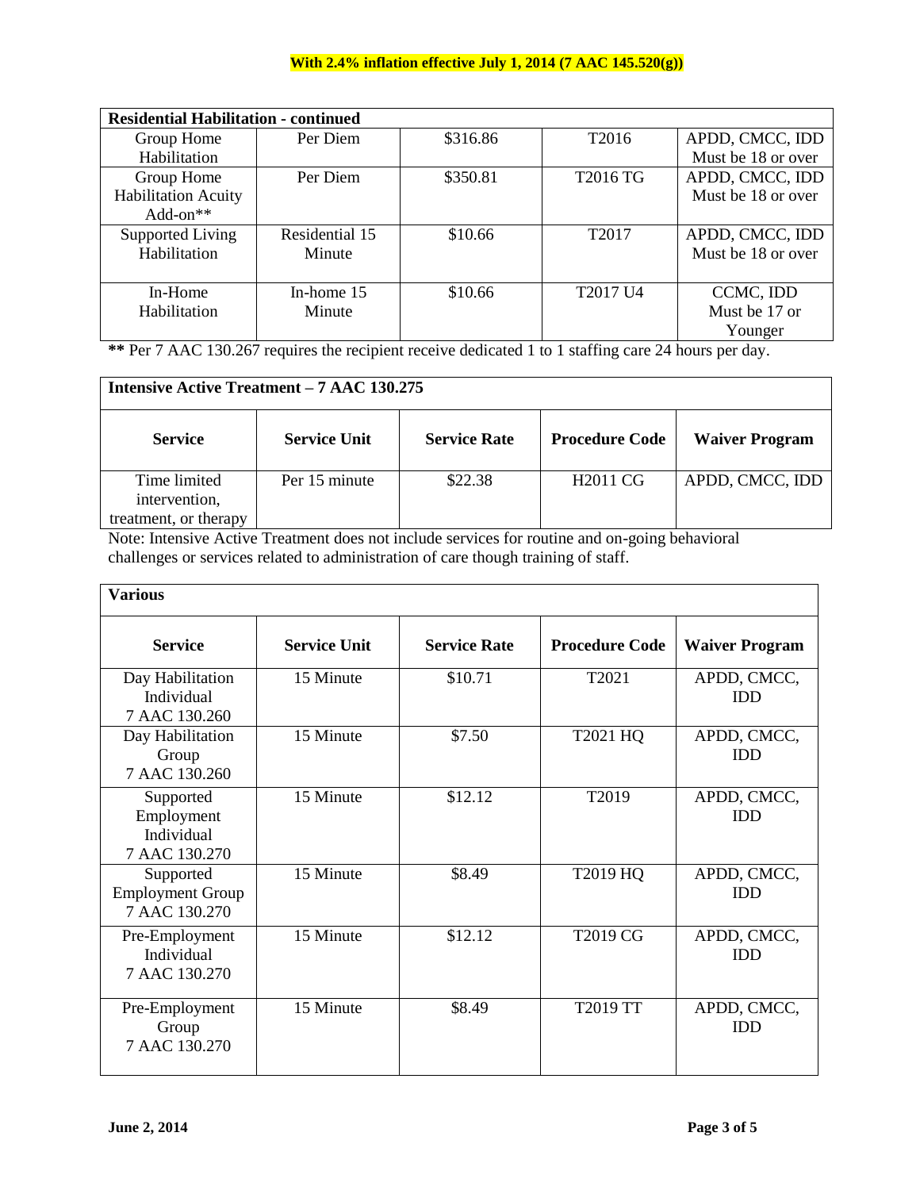**With 2.4% inflation effective July 1, 2014 (7 AAC 145.520(g))**

| Residential Habilitation - continued | | | | |
|---|---|---|---|---|
| Group Home Habilitation | Per Diem | $316.86 | T2016 | APDD, CMCC, IDD Must be 18 or over |
| Group Home Habilitation Acuity Add-on** | Per Diem | $350.81 | T2016 TG | APDD, CMCC, IDD Must be 18 or over |
| Supported Living Habilitation | Residential 15 Minute | $10.66 | T2017 | APDD, CMCC, IDD Must be 18 or over |
| In-Home Habilitation | In-home 15 Minute | $10.66 | T2017 U4 | CCMC, IDD Must be 17 or Younger |

**\*\*** Per 7 AAC 130.267 requires the recipient receive dedicated 1 to 1 staffing care 24 hours per day.

| Intensive Active Treatment – 7 AAC 130.275 | | | | |
|---|---|---|---|---|
| **Service** | **Service Unit** | **Service Rate** | **Procedure Code** | **Waiver Program** |
| Time limited intervention, treatment, or therapy | Per 15 minute | $22.38 | H2011 CG | APDD, CMCC, IDD |

Note: Intensive Active Treatment does not include services for routine and on-going behavioral challenges or services related to administration of care though training of staff.

| Various | | | | |
|---|---|---|---|---|
| **Service** | **Service Unit** | **Service Rate** | **Procedure Code** | **Waiver Program** |
| Day Habilitation Individual 7 AAC 130.260 | 15 Minute | $10.71 | T2021 | APDD, CMCC, IDD |
| Day Habilitation Group 7 AAC 130.260 | 15 Minute | $7.50 | T2021 HQ | APDD, CMCC, IDD |
| Supported Employment Individual 7 AAC 130.270 | 15 Minute | $12.12 | T2019 | APDD, CMCC, IDD |
| Supported Employment Group 7 AAC 130.270 | 15 Minute | $8.49 | T2019 HQ | APDD, CMCC, IDD |
| Pre-Employment Individual 7 AAC 130.270 | 15 Minute | $12.12 | T2019 CG | APDD, CMCC, IDD |
| Pre-Employment Group 7 AAC 130.270 | 15 Minute | $8.49 | T2019 TT | APDD, CMCC, IDD |

**June 2, 2014**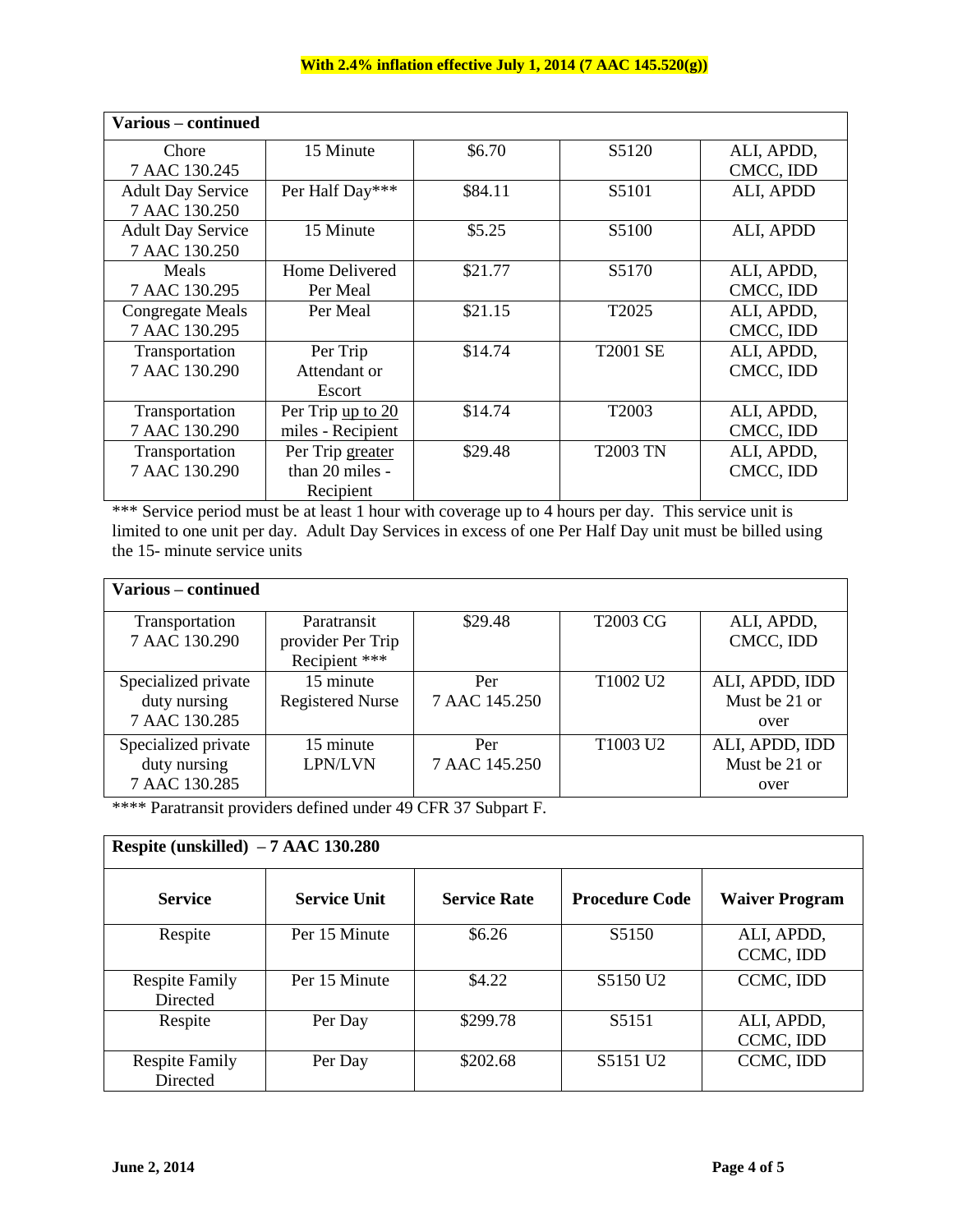**With 2.4% inflation effective July 1, 2014 (7 AAC 145.520(g))**

| Various – continued | | | | |
|---|---|---|---|---|
| Chore<br>7 AAC 130.245 | 15 Minute | $6.70 | S5120 | ALI, APDD, CMCC, IDD |
| Adult Day Service<br>7 AAC 130.250 | Per Half Day*** | $84.11 | S5101 | ALI, APDD |
| Adult Day Service<br>7 AAC 130.250 | 15 Minute | $5.25 | S5100 | ALI, APDD |
| Meals<br>7 AAC 130.295 | Home Delivered Per Meal | $21.77 | S5170 | ALI, APDD, CMCC, IDD |
| Congregate Meals<br>7 AAC 130.295 | Per Meal | $21.15 | T2025 | ALI, APDD, CMCC, IDD |
| Transportation<br>7 AAC 130.290 | Per Trip Attendant or Escort | $14.74 | T2001 SE | ALI, APDD, CMCC, IDD |
| Transportation<br>7 AAC 130.290 | Per Trip <u>up to 20</u> miles - Recipient | $14.74 | T2003 | ALI, APDD, CMCC, IDD |
| Transportation<br>7 AAC 130.290 | Per Trip <u>greater</u> than 20 miles - Recipient | $29.48 | T2003 TN | ALI, APDD, CMCC, IDD |

*** Service period must be at least 1 hour with coverage up to 4 hours per day. This service unit is limited to one unit per day. Adult Day Services in excess of one Per Half Day unit must be billed using the 15- minute service units

| Various – continued | | | | |
|---|---|---|---|---|
| Transportation<br>7 AAC 130.290 | Paratransit provider Per Trip Recipient *** | $29.48 | T2003 CG | ALI, APDD, CMCC, IDD |
| Specialized private duty nursing<br>7 AAC 130.285 | 15 minute Registered Nurse | Per 7 AAC 145.250 | T1002 U2 | ALI, APDD, IDD Must be 21 or over |
| Specialized private duty nursing<br>7 AAC 130.285 | 15 minute LPN/LVN | Per 7 AAC 145.250 | T1003 U2 | ALI, APDD, IDD Must be 21 or over |

**** Paratransit providers defined under 49 CFR 37 Subpart F.

| Respite (unskilled) – 7 AAC 130.280 | | | | |
|---|---|---|---|---|
| **Service** | **Service Unit** | **Service Rate** | **Procedure Code** | **Waiver Program** |
| Respite | Per 15 Minute | $6.26 | S5150 | ALI, APDD, CCMC, IDD |
| Respite Family Directed | Per 15 Minute | $4.22 | S5150 U2 | CCMC, IDD |
| Respite | Per Day | $299.78 | S5151 | ALI, APDD, CCMC, IDD |
| Respite Family Directed | Per Day | $202.68 | S5151 U2 | CCMC, IDD |

**June 2, 2014**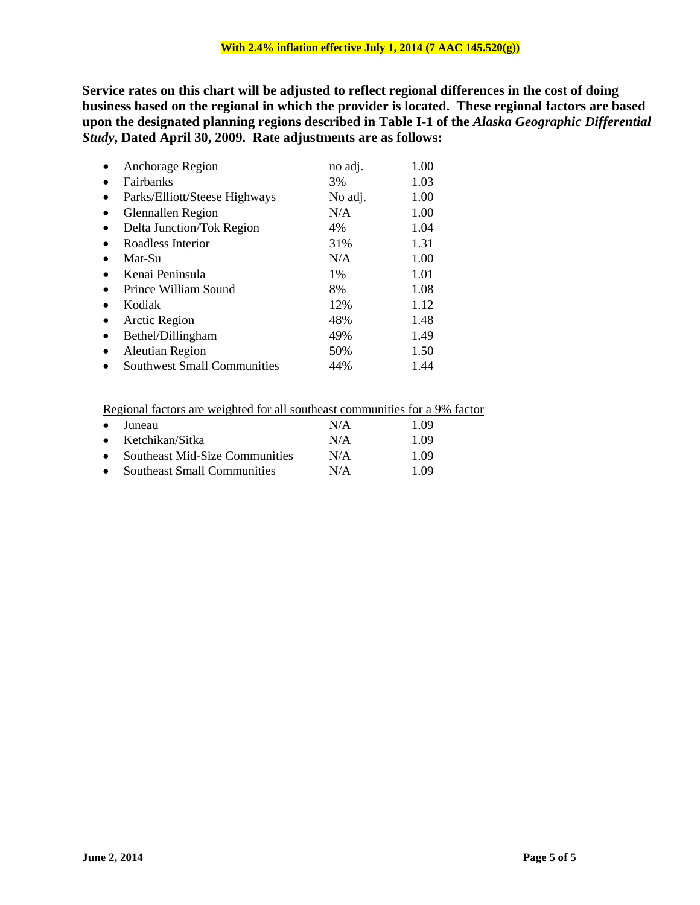**With 2.4% inflation effective July 1, 2014 (7 AAC 145.520(g))**

**Service rates on this chart will be adjusted to reflect regional differences in the cost of doing business based on the regional in which the provider is located. These regional factors are based upon the designated planning regions described in Table I-1 of the *Alaska Geographic Differential Study*, Dated April 30, 2009. Rate adjustments are as follows:**

| | | |
|---|---|---|
| • Anchorage Region | no adj. | 1.00 |
| • Fairbanks | 3% | 1.03 |
| • Parks/Elliott/Steese Highways | No adj. | 1.00 |
| • Glennallen Region | N/A | 1.00 |
| • Delta Junction/Tok Region | 4% | 1.04 |
| • Roadless Interior | 31% | 1.31 |
| • Mat-Su | N/A | 1.00 |
| • Kenai Peninsula | 1% | 1.01 |
| • Prince William Sound | 8% | 1.08 |
| • Kodiak | 12% | 1.12 |
| • Arctic Region | 48% | 1.48 |
| • Bethel/Dillingham | 49% | 1.49 |
| • Aleutian Region | 50% | 1.50 |
| • Southwest Small Communities | 44% | 1.44 |

Regional factors are weighted for all southeast communities for a 9% factor

| | | |
|---|---|---|
| • Juneau | N/A | 1.09 |
| • Ketchikan/Sitka | N/A | 1.09 |
| • Southeast Mid-Size Communities | N/A | 1.09 |
| • Southeast Small Communities | N/A | 1.09 |

**June 2, 2014**